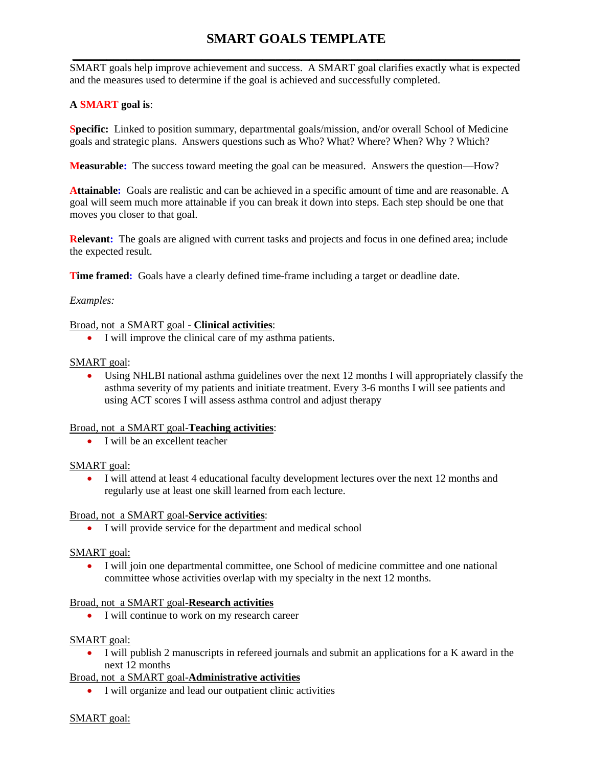# SMART GOALS TEMPLATE

SMART goals help improve achievement and success. A SMART goal clarifies exactly what is expected and the measures used to determine if the goal is achieved and successfully completed.

**A SMART goal is**:

**Specific:** Linked to position summary, departmental goals/mission, and/or overall School of Medicine goals and strategic plans. Answers questions such as Who? What? Where? When? Why ? Which?

**Measurable:** The success toward meeting the goal can be measured. Answers the question—How?

**Attainable:** Goals are realistic and can be achieved in a specific amount of time and are reasonable. A goal will seem much more attainable if you can break it down into steps. Each step should be one that moves you closer to that goal.

**Relevant:** The goals are aligned with current tasks and projects and focus in one defined area; include the expected result.

**Time framed:** Goals have a clearly defined time-frame including a target or deadline date.

*Examples:*

Broad, not a SMART goal - **Clinical activities**:

- I will improve the clinical care of my asthma patients.

SMART goal:

- Using NHLBI national asthma guidelines over the next 12 months I will appropriately classify the asthma severity of my patients and initiate treatment. Every 3-6 months I will see patients and using ACT scores I will assess asthma control and adjust therapy

Broad, not a SMART goal-**Teaching activities**:

- I will be an excellent teacher

SMART goal:

- I will attend at least 4 educational faculty development lectures over the next 12 months and regularly use at least one skill learned from each lecture.

Broad, not a SMART goal-**Service activities**:

- I will provide service for the department and medical school

SMART goal:

- I will join one departmental committee, one School of medicine committee and one national committee whose activities overlap with my specialty in the next 12 months.

Broad, not a SMART goal-**Research activities**

- I will continue to work on my research career

SMART goal:

- I will publish 2 manuscripts in refereed journals and submit an applications for a K award in the next 12 months

Broad, not a SMART goal-**Administrative activities**

- I will organize and lead our outpatient clinic activities

SMART goal: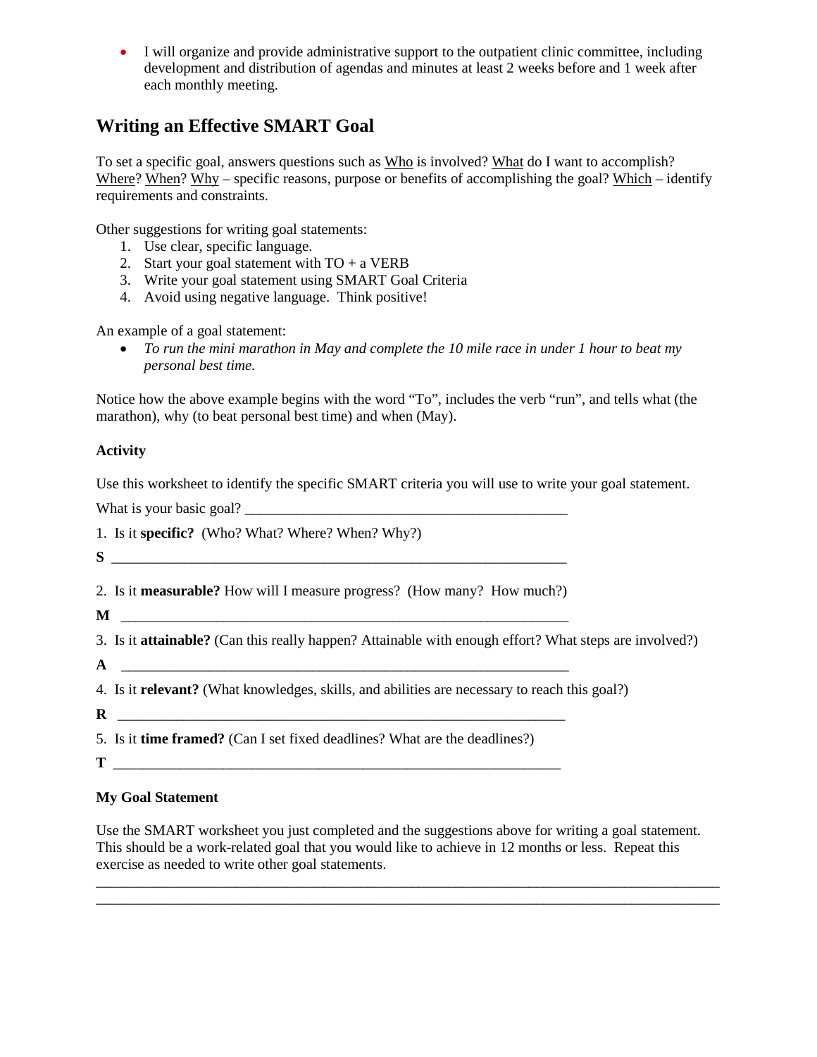- I will organize and provide administrative support to the outpatient clinic committee, including development and distribution of agendas and minutes at least 2 weeks before and 1 week after each monthly meeting.

## Writing an Effective SMART Goal

To set a specific goal, answers questions such as Who is involved? What do I want to accomplish? Where? When? Why – specific reasons, purpose or benefits of accomplishing the goal? Which – identify requirements and constraints.

Other suggestions for writing goal statements:

1. Use clear, specific language.
2. Start your goal statement with TO + a VERB
3. Write your goal statement using SMART Goal Criteria
4. Avoid using negative language. Think positive!

An example of a goal statement:

- *To run the mini marathon in May and complete the 10 mile race in under 1 hour to beat my personal best time.*

Notice how the above example begins with the word "To", includes the verb "run", and tells what (the marathon), why (to beat personal best time) and when (May).

**Activity**

Use this worksheet to identify the specific SMART criteria you will use to write your goal statement.

What is your basic goal? _____________________________________________

1. Is it **specific?** (Who? What? Where? When? Why?)

**S** ________________________________________________________________

2. Is it **measurable?** How will I measure progress? (How many? How much?)

**M** ________________________________________________________________

3. Is it **attainable?** (Can this really happen? Attainable with enough effort? What steps are involved?)

**A** ________________________________________________________________

4. Is it **relevant?** (What knowledges, skills, and abilities are necessary to reach this goal?)

**R** ________________________________________________________________

5. Is it **time framed?** (Can I set fixed deadlines? What are the deadlines?)

**T** ________________________________________________________________

**My Goal Statement**

Use the SMART worksheet you just completed and the suggestions above for writing a goal statement. This should be a work-related goal that you would like to achieve in 12 months or less. Repeat this exercise as needed to write other goal statements.

__________________________________________________________________________________
__________________________________________________________________________________